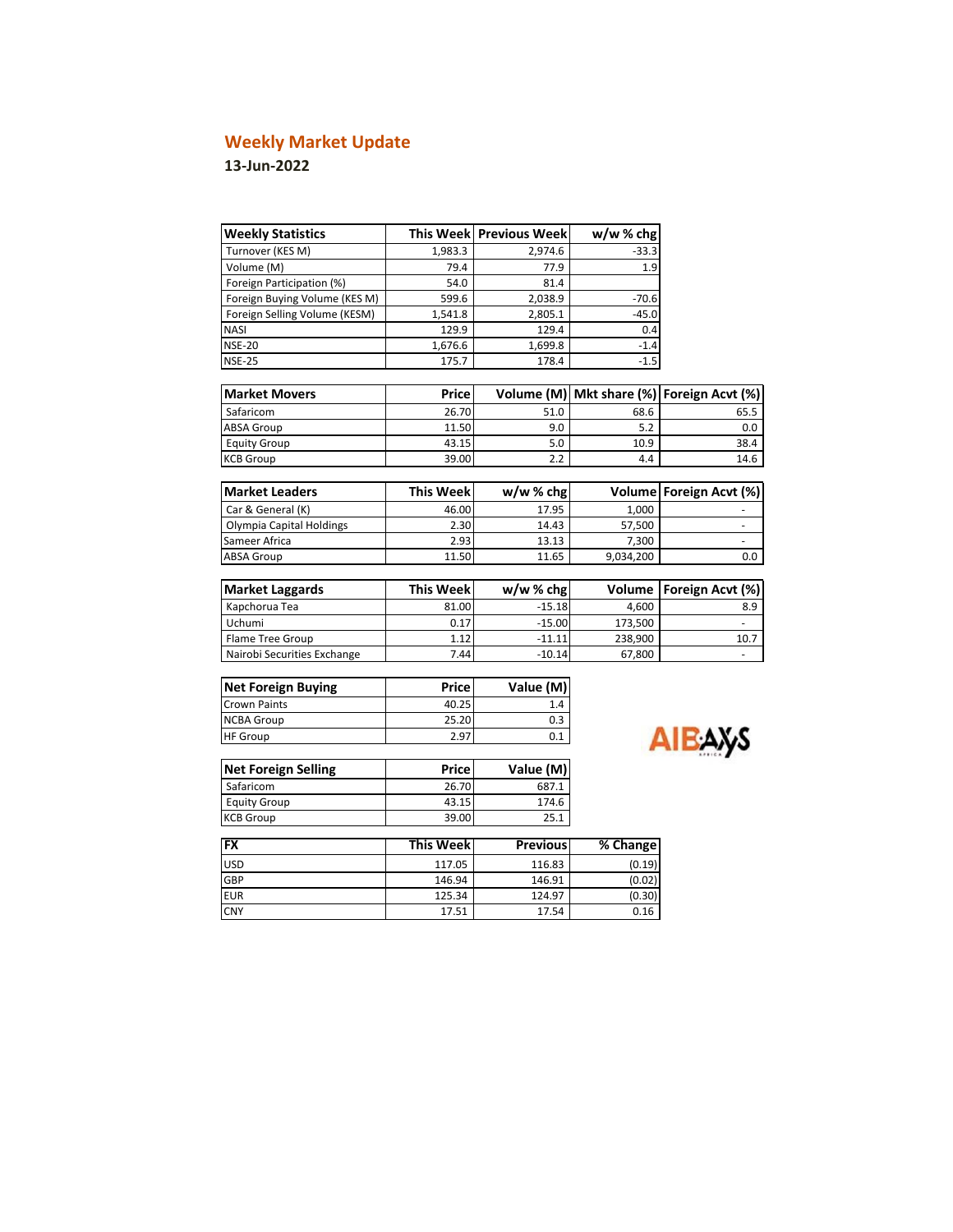# Weekly Market Update

**13-Jun-2022**

| Weekly Statistics | This Week | Previous Week | w/w % chg |
|---|---|---|---|
| Turnover (KES M) | 1,983.3 | 2,974.6 | -33.3 |
| Volume (M) | 79.4 | 77.9 | 1.9 |
| Foreign Participation (%) | 54.0 | 81.4 | |
| Foreign Buying Volume (KES M) | 599.6 | 2,038.9 | -70.6 |
| Foreign Selling Volume (KESM) | 1,541.8 | 2,805.1 | -45.0 |
| NASI | 129.9 | 129.4 | 0.4 |
| NSE-20 | 1,676.6 | 1,699.8 | -1.4 |
| NSE-25 | 175.7 | 178.4 | -1.5 |

| Market Movers | Price | Volume (M) | Mkt share (%) | Foreign Acvt (%) |
|---|---|---|---|---|
| Safaricom | 26.70 | 51.0 | 68.6 | 65.5 |
| ABSA Group | 11.50 | 9.0 | 5.2 | 0.0 |
| Equity Group | 43.15 | 5.0 | 10.9 | 38.4 |
| KCB Group | 39.00 | 2.2 | 4.4 | 14.6 |

| Market Leaders | This Week | w/w % chg | Volume | Foreign Acvt (%) |
|---|---|---|---|---|
| Car & General (K) | 46.00 | 17.95 | 1,000 | - |
| Olympia Capital Holdings | 2.30 | 14.43 | 57,500 | - |
| Sameer Africa | 2.93 | 13.13 | 7,300 | - |
| ABSA Group | 11.50 | 11.65 | 9,034,200 | 0.0 |

| Market Laggards | This Week | w/w % chg | Volume | Foreign Acvt (%) |
|---|---|---|---|---|
| Kapchorua Tea | 81.00 | -15.18 | 4,600 | 8.9 |
| Uchumi | 0.17 | -15.00 | 173,500 | - |
| Flame Tree Group | 1.12 | -11.11 | 238,900 | 10.7 |
| Nairobi Securities Exchange | 7.44 | -10.14 | 67,800 | - |

| Net Foreign Buying | Price | Value (M) |
|---|---|---|
| Crown Paints | 40.25 | 1.4 |
| NCBA Group | 25.20 | 0.3 |
| HF Group | 2.97 | 0.1 |

| Net Foreign Selling | Price | Value (M) |
|---|---|---|
| Safaricom | 26.70 | 687.1 |
| Equity Group | 43.15 | 174.6 |
| KCB Group | 39.00 | 25.1 |

| FX | This Week | Previous | % Change |
|---|---|---|---|
| USD | 117.05 | 116.83 | (0.19) |
| GBP | 146.94 | 146.91 | (0.02) |
| EUR | 125.34 | 124.97 | (0.30) |
| CNY | 17.51 | 17.54 | 0.16 |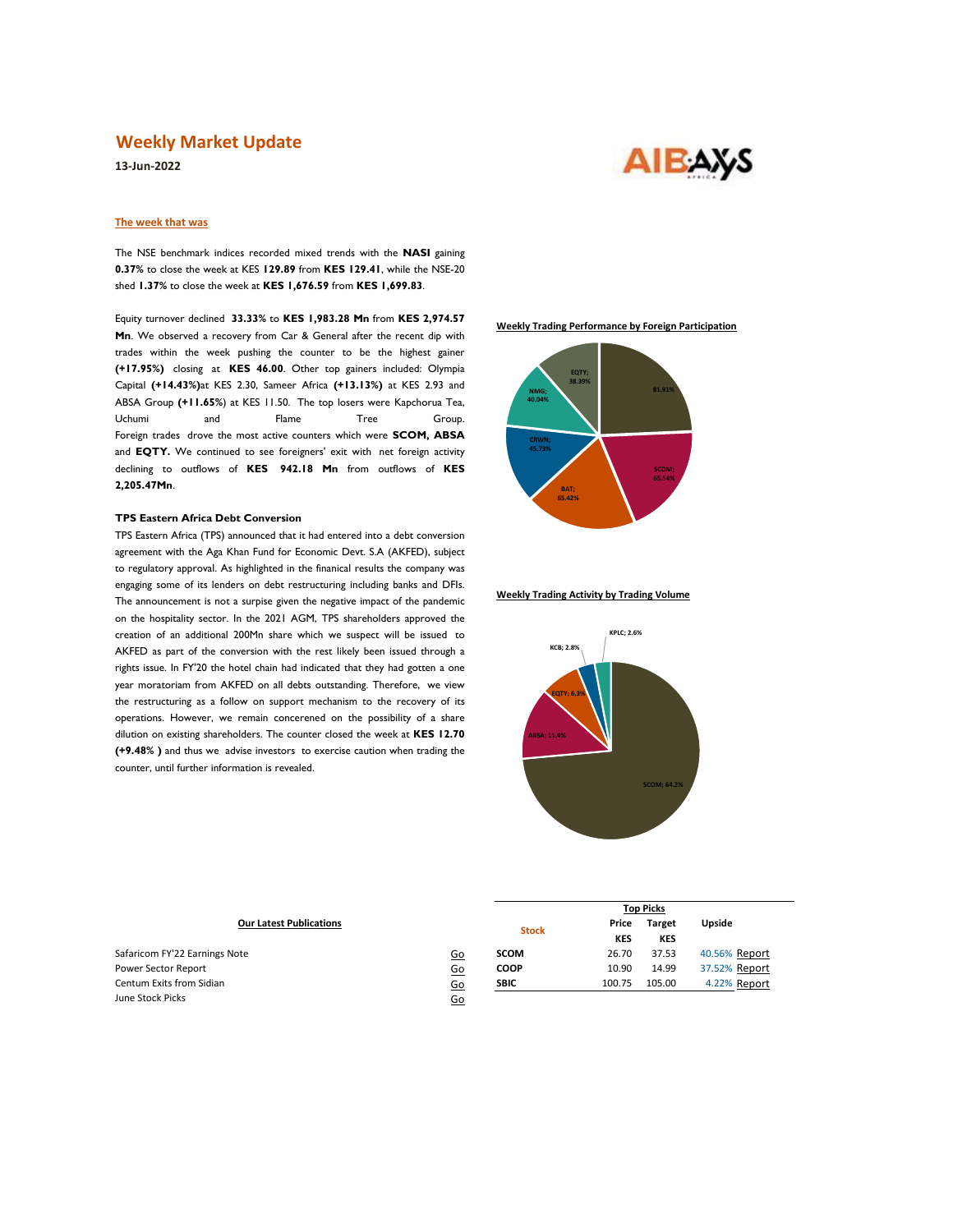# Weekly Market Update

**13-Jun-2022**

AIB-AXYS AFRICA

## The week that was

The NSE benchmark indices recorded mixed trends with the **NASI** gaining **0.37%** to close the week at KES **129.89** from **KES 129.41**, while the NSE-20 shed **1.37%** to close the week at **KES 1,676.59** from **KES 1,699.83**.

Equity turnover declined **33.33%** to **KES 1,983.28 Mn** from **KES 2,974.57 Mn**. We observed a recovery from Car & General after the recent dip with trades within the week pushing the counter to be the highest gainer **(+17.95%)** closing at **KES 46.00**. Other top gainers included: Olympia Capital **(+14.43%)**at KES 2.30, Sameer Africa **(+13.13%)** at KES 2.93 and ABSA Group **(+11.65%)** at KES 11.50. The top losers were Kapchorua Tea, Uchumi and Flame Tree Group. Foreign trades drove the most active counters which were **SCOM, ABSA** and **EQTY.** We continued to see foreigners' exit with net foreign activity declining to outflows of **KES 942.18 Mn** from outflows of **KES 2,205.47Mn**.

### TPS Eastern Africa Debt Conversion

TPS Eastern Africa (TPS) announced that it had entered into a debt conversion agreement with the Aga Khan Fund for Economic Devt. S.A (AKFED), subject to regulatory approval. As highlighted in the finanical results the company was engaging some of its lenders on debt restructuring including banks and DFIs. The announcement is not a surprise given the negative impact of the pandemic on the hospitality sector. In the 2021 AGM, TPS shareholders approved the creation of an additional 200Mn share which we suspect will be issued to AKFED as part of the conversion with the rest likely been issued through a rights issue. In FY'20 the hotel chain had indicated that they had gotten a one year moratorium from AKFED on all debts outstanding. Therefore, we view the restructuring as a follow on support mechanism to the recovery of its operations. However, we remain concerened on the possibility of a share dilution on existing shareholders. The counter closed the week at **KES 12.70 (+9.48% )** and thus we advise investors to exercise caution when trading the counter, until further information is revealed.

**Weekly Trading Performance by Foreign Participation**

EQTY; 38.39% | 81.91% | SCOM; 65.54% | BAT; 65.42% | CRWN; 45.73% | NMG; 40.04%

**Weekly Trading Activity by Trading Volume**

SCOM; 64.2% | ABSA; 11.4% | EQTY; 6.3% | KCB; 2.8% | KPLC; 2.6%

**Our Latest Publications**

| Publication | |
|---|---|
| Safaricom FY'22 Earnings Note | Go |
| Power Sector Report | Go |
| Centum Exits from Sidian | Go |
| June Stock Picks | Go |

**Top Picks**

| Stock | Price KES | Target KES | Upside | |
|---|---|---|---|---|
| SCOM | 26.70 | 37.53 | 40.56% | Report |
| COOP | 10.90 | 14.99 | 37.52% | Report |
| SBIC | 100.75 | 105.00 | 4.22% | Report |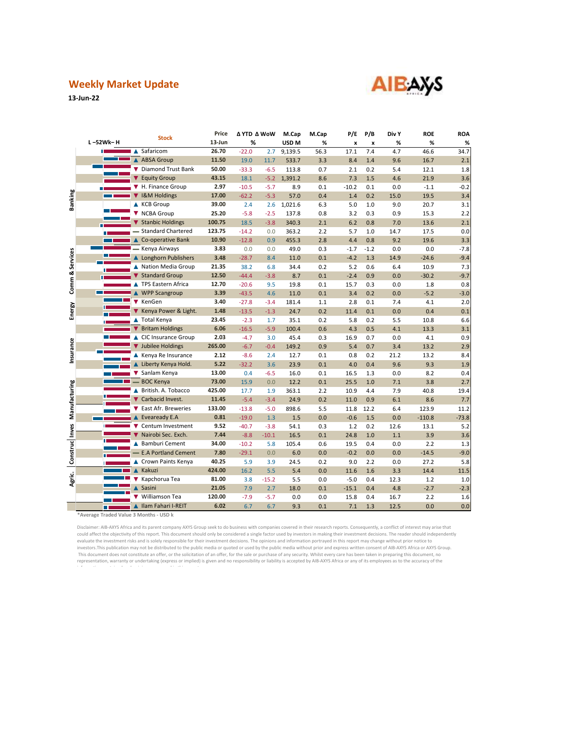## Weekly Market Update

**13-Jun-22**

AIB-AXYS AFRICA

| Sector | L –52Wk– H | Stock | Price 13-Jun | Δ YTD % | Δ WoW % | M.Cap USD M | M.Cap % | P/E x | P/B x | Div Y % | ROE % | ROA % |
|---|---|---|---|---|---|---|---|---|---|---|---|---|
| Banking | | ▲ Safaricom | 26.70 | -22.0 | 2.7 | 9,139.5 | 56.3 | 17.1 | 7.4 | 4.7 | 46.6 | 34.7 |
| Banking | | ▲ ABSA Group | 11.50 | 19.0 | 11.7 | 533.7 | 3.3 | 8.4 | 1.4 | 9.6 | 16.7 | 2.1 |
| Banking | | ▼ Diamond Trust Bank | 50.00 | -33.3 | -6.5 | 113.8 | 0.7 | 2.1 | 0.2 | 5.4 | 12.1 | 1.8 |
| Banking | | ▼ Equity Group | 43.15 | 18.1 | -5.2 | 1,391.2 | 8.6 | 7.3 | 1.5 | 4.6 | 21.9 | 3.6 |
| Banking | | ▼ H. Finance Group | 2.97 | -10.5 | -5.7 | 8.9 | 0.1 | -10.2 | 0.1 | 0.0 | -1.1 | -0.2 |
| Banking | | ▼ I&M Holdings | 17.00 | -62.2 | -5.3 | 57.0 | 0.4 | 1.4 | 0.2 | 15.0 | 19.5 | 3.4 |
| Banking | | ▲ KCB Group | 39.00 | 2.4 | 2.6 | 1,021.6 | 6.3 | 5.0 | 1.0 | 9.0 | 20.7 | 3.1 |
| Banking | | ▼ NCBA Group | 25.20 | -5.8 | -2.5 | 137.8 | 0.8 | 3.2 | 0.3 | 0.9 | 15.3 | 2.2 |
| Banking | | ▼ Stanbic Holdings | 100.75 | 18.5 | -3.8 | 340.3 | 2.1 | 6.2 | 0.8 | 7.0 | 13.6 | 2.1 |
| Banking | | — Standard Chartered | 123.75 | -14.2 | 0.0 | 363.2 | 2.2 | 5.7 | 1.0 | 14.7 | 17.5 | 0.0 |
| Banking | | ▲ Co-operative Bank | 10.90 | -12.8 | 0.9 | 455.3 | 2.8 | 4.4 | 0.8 | 9.2 | 19.6 | 3.3 |
| Comm & Services | | — Kenya Airways | 3.83 | 0.0 | 0.0 | 49.0 | 0.3 | -1.7 | -1.2 | 0.0 | 0.0 | -7.8 |
| Comm & Services | | ▲ Longhorn Publishers | 3.48 | -28.7 | 8.4 | 11.0 | 0.1 | -4.2 | 1.3 | 14.9 | -24.6 | -9.4 |
| Comm & Services | | ▲ Nation Media Group | 21.35 | 38.2 | 6.8 | 34.4 | 0.2 | 5.2 | 0.6 | 6.4 | 10.9 | 7.3 |
| Comm & Services | | ▼ Standard Group | 12.50 | -44.4 | -3.8 | 8.7 | 0.1 | -2.4 | 0.9 | 0.0 | -30.2 | -9.7 |
| Comm & Services | | ▲ TPS Eastern Africa | 12.70 | -20.6 | 9.5 | 19.8 | 0.1 | 15.7 | 0.3 | 0.0 | 1.8 | 0.8 |
| Comm & Services | | ▲ WPP Scangroup | 3.39 | -43.5 | 4.6 | 11.0 | 0.1 | 3.4 | 0.2 | 0.0 | -5.2 | -3.0 |
| Energy | | ▼ KenGen | 3.40 | -27.8 | -3.4 | 181.4 | 1.1 | 2.8 | 0.1 | 7.4 | 4.1 | 2.0 |
| Energy | | ▼ Kenya Power & Light. | 1.48 | -13.5 | -1.3 | 24.7 | 0.2 | 11.4 | 0.1 | 0.0 | 0.4 | 0.1 |
| Energy | | ▲ Total Kenya | 23.45 | -2.3 | 1.7 | 35.1 | 0.2 | 5.8 | 0.2 | 5.5 | 10.8 | 6.6 |
| Insurance | | ▼ Britam Holdings | 6.06 | -16.5 | -5.9 | 100.4 | 0.6 | 4.3 | 0.5 | 4.1 | 13.3 | 3.1 |
| Insurance | | ▲ CIC Insurance Group | 2.03 | -4.7 | 3.0 | 45.4 | 0.3 | 16.9 | 0.7 | 0.0 | 4.1 | 0.9 |
| Insurance | | ▼ Jubilee Holdings | 265.00 | -6.7 | -0.4 | 149.2 | 0.9 | 5.4 | 0.7 | 3.4 | 13.2 | 2.9 |
| Insurance | | ▲ Kenya Re Insurance | 2.12 | -8.6 | 2.4 | 12.7 | 0.1 | 0.8 | 0.2 | 21.2 | 13.2 | 8.4 |
| Insurance | | ▲ Liberty Kenya Hold. | 5.22 | -32.2 | 3.6 | 23.9 | 0.1 | 4.0 | 0.4 | 9.6 | 9.3 | 1.9 |
| Insurance | | ▼ Sanlam Kenya | 13.00 | 0.4 | -6.5 | 16.0 | 0.1 | 16.5 | 1.3 | 0.0 | 8.2 | 0.4 |
| Manufacturing | | — BOC Kenya | 73.00 | 15.9 | 0.0 | 12.2 | 0.1 | 25.5 | 1.0 | 7.1 | 3.8 | 2.7 |
| Manufacturing | | ▲ British. A. Tobacco | 425.00 | 17.7 | 1.9 | 363.1 | 2.2 | 10.9 | 4.4 | 7.9 | 40.8 | 19.4 |
| Manufacturing | | ▼ Carbacid Invest. | 11.45 | -5.4 | -3.4 | 24.9 | 0.2 | 11.0 | 0.9 | 6.1 | 8.6 | 7.7 |
| Manufacturing | | ▼ East Afr. Breweries | 133.00 | -13.8 | -5.0 | 898.6 | 5.5 | 11.8 | 12.2 | 6.4 | 123.9 | 11.2 |
| Manufacturing | | ▲ Eveready E.A | 0.81 | -19.0 | 1.3 | 1.5 | 0.0 | -0.6 | 1.5 | 0.0 | -110.8 | -73.8 |
| Inves | | ▼ Centum Investment | 9.52 | -40.7 | -3.8 | 54.1 | 0.3 | 1.2 | 0.2 | 12.6 | 13.1 | 5.2 |
| Inves | | ▼ Nairobi Sec. Exch. | 7.44 | -8.8 | -10.1 | 16.5 | 0.1 | 24.8 | 1.0 | 1.1 | 3.9 | 3.6 |
| Construc | | ▲ Bamburi Cement | 34.00 | -10.2 | 5.8 | 105.4 | 0.6 | 19.5 | 0.4 | 0.0 | 2.2 | 1.3 |
| Construc | | — E.A Portland Cement | 7.80 | -29.1 | 0.0 | 6.0 | 0.0 | -0.2 | 0.0 | 0.0 | -14.5 | -9.0 |
| Construc | | ▲ Crown Paints Kenya | 40.25 | 5.9 | 3.9 | 24.5 | 0.2 | 9.0 | 2.2 | 0.0 | 27.2 | 5.8 |
| Agric. | | ▲ Kakuzi | 424.00 | 16.2 | 5.5 | 5.4 | 0.0 | 11.6 | 1.6 | 3.3 | 14.4 | 11.5 |
| Agric. | | ▼ Kapchorua Tea | 81.00 | 3.8 | -15.2 | 5.5 | 0.0 | -5.0 | 0.4 | 12.3 | 1.2 | 1.0 |
| Agric. | | ▲ Sasini | 21.05 | 7.9 | 2.7 | 18.0 | 0.1 | -15.1 | 0.4 | 4.8 | -2.7 | -2.3 |
| Agric. | | ▼ Williamson Tea | 120.00 | -7.9 | -5.7 | 0.0 | 0.0 | 15.8 | 0.4 | 16.7 | 2.2 | 1.6 |
| | | ▲ Ilam Fahari I-REIT | 6.02 | 6.7 | 6.7 | 9.3 | 0.1 | 7.1 | 1.3 | 12.5 | 0.0 | 0.0 |

*Average Traded Value 3 Months - USD k

Disclaimer: AIB-AXYS Africa and its parent company AXYS Group seek to do business with companies covered in their research reports. Consequently, a conflict of interest may arise that could affect the objectivity of this report. This document should only be considered a single factor used by investors in making their investment decisions. The reader should independently evaluate the investment risks and is solely responsible for their investment decisions. The opinions and information portrayed in this report may change without prior notice to investors.This publication may not be distributed to the public media or quoted or used by the public media without prior and express written consent of AIB-AXYS Africa or AXYS Group. This document does not constitute an offer, or the solicitation of an offer, for the sale or purchase of any security. Whilst every care has been taken in preparing this document, no representation, warranty or undertaking (express or implied) is given and no responsibility or liability is accepted by AIB-AXYS Africa or any of its employees as to the accuracy of the